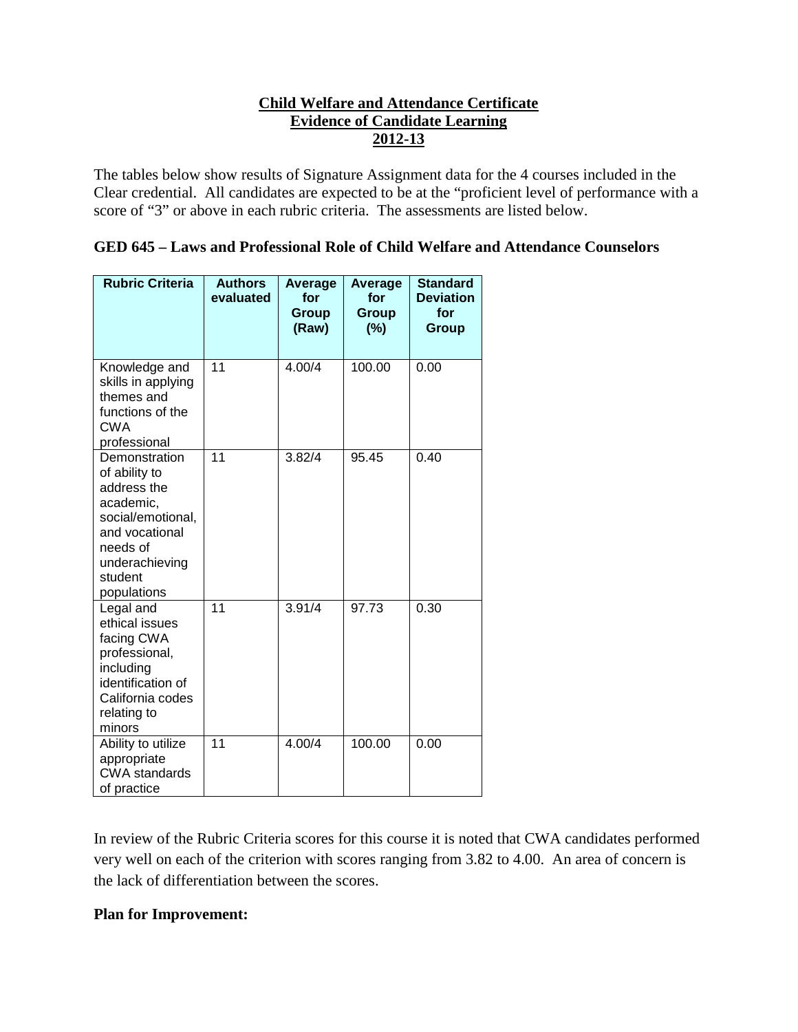# Child Welfare and Attendance Certificate
# Evidence of Candidate Learning
# 2012-13

The tables below show results of Signature Assignment data for the 4 courses included in the Clear credential. All candidates are expected to be at the "proficient level of performance with a score of "3" or above in each rubric criteria. The assessments are listed below.

**GED 645 – Laws and Professional Role of Child Welfare and Attendance Counselors**

| Rubric Criteria | Authors evaluated | Average for Group (Raw) | Average for Group (%) | Standard Deviation for Group |
|---|---|---|---|---|
| Knowledge and skills in applying themes and functions of the CWA professional | 11 | 4.00/4 | 100.00 | 0.00 |
| Demonstration of ability to address the academic, social/emotional, and vocational needs of underachieving student populations | 11 | 3.82/4 | 95.45 | 0.40 |
| Legal and ethical issues facing CWA professional, including identification of California codes relating to minors | 11 | 3.91/4 | 97.73 | 0.30 |
| Ability to utilize appropriate CWA standards of practice | 11 | 4.00/4 | 100.00 | 0.00 |

In review of the Rubric Criteria scores for this course it is noted that CWA candidates performed very well on each of the criterion with scores ranging from 3.82 to 4.00. An area of concern is the lack of differentiation between the scores.

**Plan for Improvement:**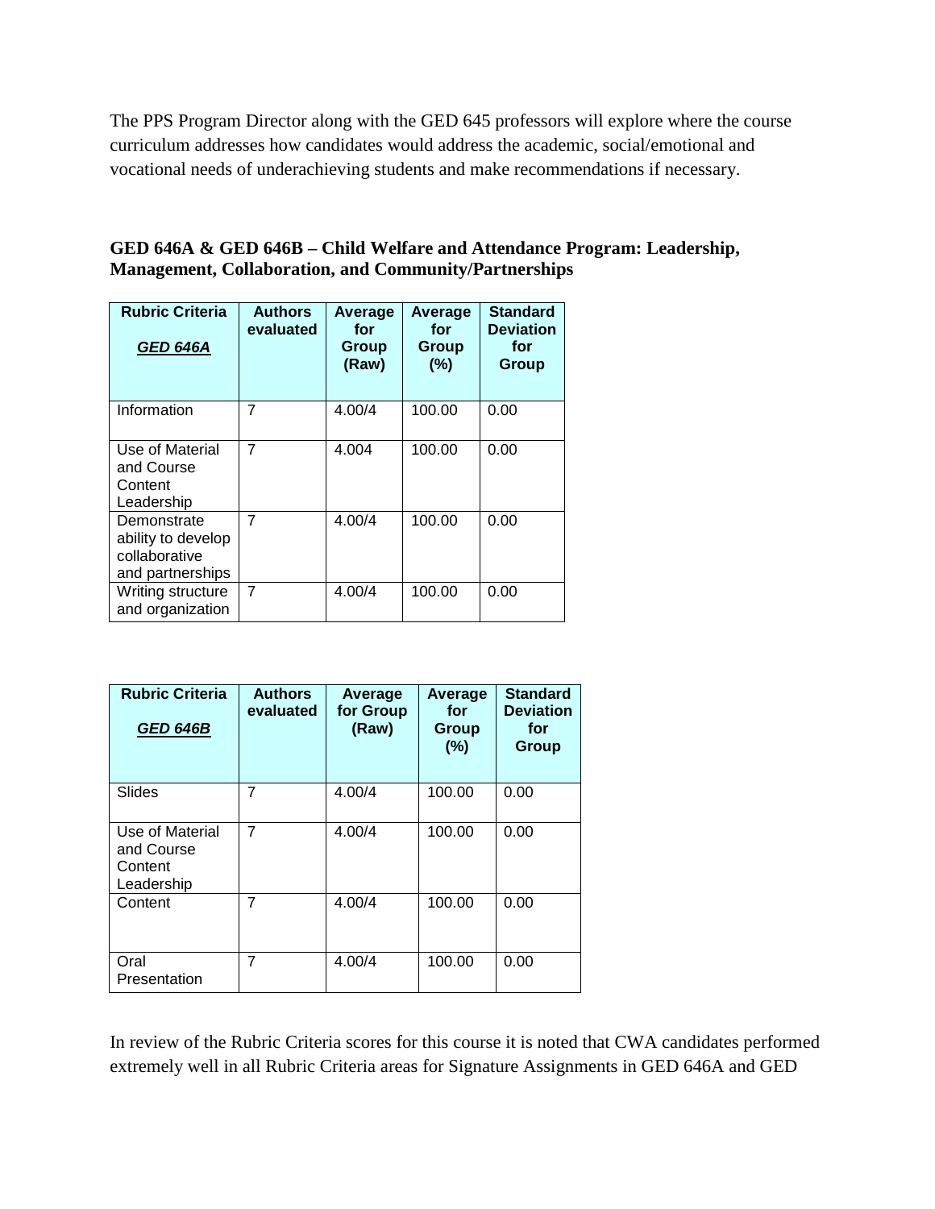The PPS Program Director along with the GED 645 professors will explore where the course curriculum addresses how candidates would address the academic, social/emotional and vocational needs of underachieving students and make recommendations if necessary.

**GED 646A & GED 646B – Child Welfare and Attendance Program: Leadership, Management, Collaboration, and Community/Partnerships**

| Rubric Criteria ***GED 646A*** | Authors evaluated | Average for Group (Raw) | Average for Group (%) | Standard Deviation for Group |
|---|---|---|---|---|
| Information | 7 | 4.00/4 | 100.00 | 0.00 |
| Use of Material and Course Content Leadership | 7 | 4.004 | 100.00 | 0.00 |
| Demonstrate ability to develop collaborative and partnerships | 7 | 4.00/4 | 100.00 | 0.00 |
| Writing structure and organization | 7 | 4.00/4 | 100.00 | 0.00 |

| Rubric Criteria ***GED 646B*** | Authors evaluated | Average for Group (Raw) | Average for Group (%) | Standard Deviation for Group |
|---|---|---|---|---|
| Slides | 7 | 4.00/4 | 100.00 | 0.00 |
| Use of Material and Course Content Leadership | 7 | 4.00/4 | 100.00 | 0.00 |
| Content | 7 | 4.00/4 | 100.00 | 0.00 |
| Oral Presentation | 7 | 4.00/4 | 100.00 | 0.00 |

In review of the Rubric Criteria scores for this course it is noted that CWA candidates performed extremely well in all Rubric Criteria areas for Signature Assignments in GED 646A and GED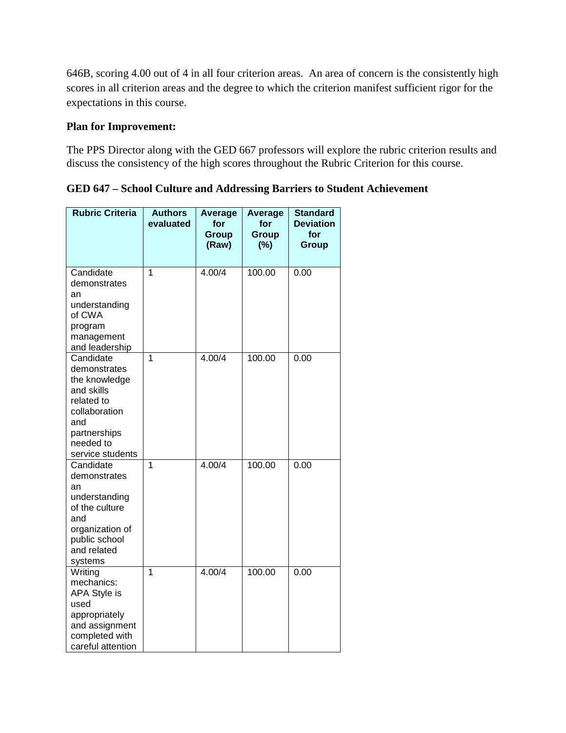646B, scoring 4.00 out of 4 in all four criterion areas. An area of concern is the consistently high scores in all criterion areas and the degree to which the criterion manifest sufficient rigor for the expectations in this course.

**Plan for Improvement:**

The PPS Director along with the GED 667 professors will explore the rubric criterion results and discuss the consistency of the high scores throughout the Rubric Criterion for this course.

**GED 647 – School Culture and Addressing Barriers to Student Achievement**

| Rubric Criteria | Authors evaluated | Average for Group (Raw) | Average for Group (%) | Standard Deviation for Group |
|---|---|---|---|---|
| Candidate demonstrates an understanding of CWA program management and leadership | 1 | 4.00/4 | 100.00 | 0.00 |
| Candidate demonstrates the knowledge and skills related to collaboration and partnerships needed to service students | 1 | 4.00/4 | 100.00 | 0.00 |
| Candidate demonstrates an understanding of the culture and organization of public school and related systems | 1 | 4.00/4 | 100.00 | 0.00 |
| Writing mechanics: APA Style is used appropriately and assignment completed with careful attention | 1 | 4.00/4 | 100.00 | 0.00 |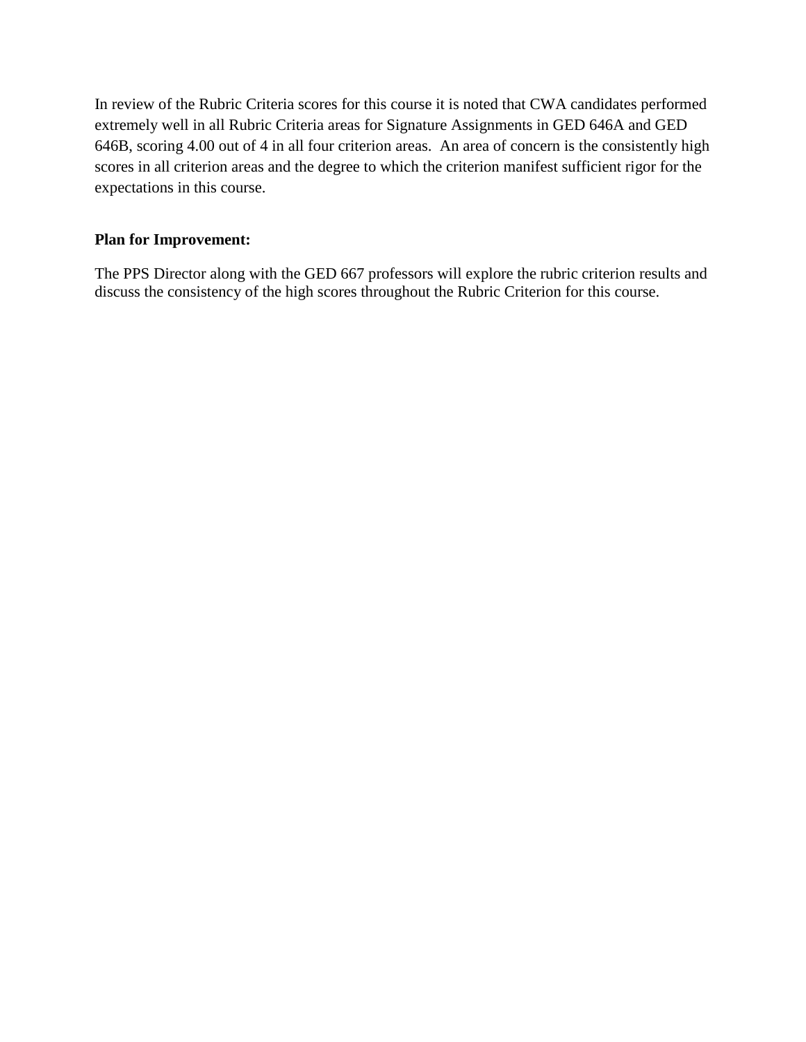In review of the Rubric Criteria scores for this course it is noted that CWA candidates performed extremely well in all Rubric Criteria areas for Signature Assignments in GED 646A and GED 646B, scoring 4.00 out of 4 in all four criterion areas. An area of concern is the consistently high scores in all criterion areas and the degree to which the criterion manifest sufficient rigor for the expectations in this course.

**Plan for Improvement:**

The PPS Director along with the GED 667 professors will explore the rubric criterion results and discuss the consistency of the high scores throughout the Rubric Criterion for this course.